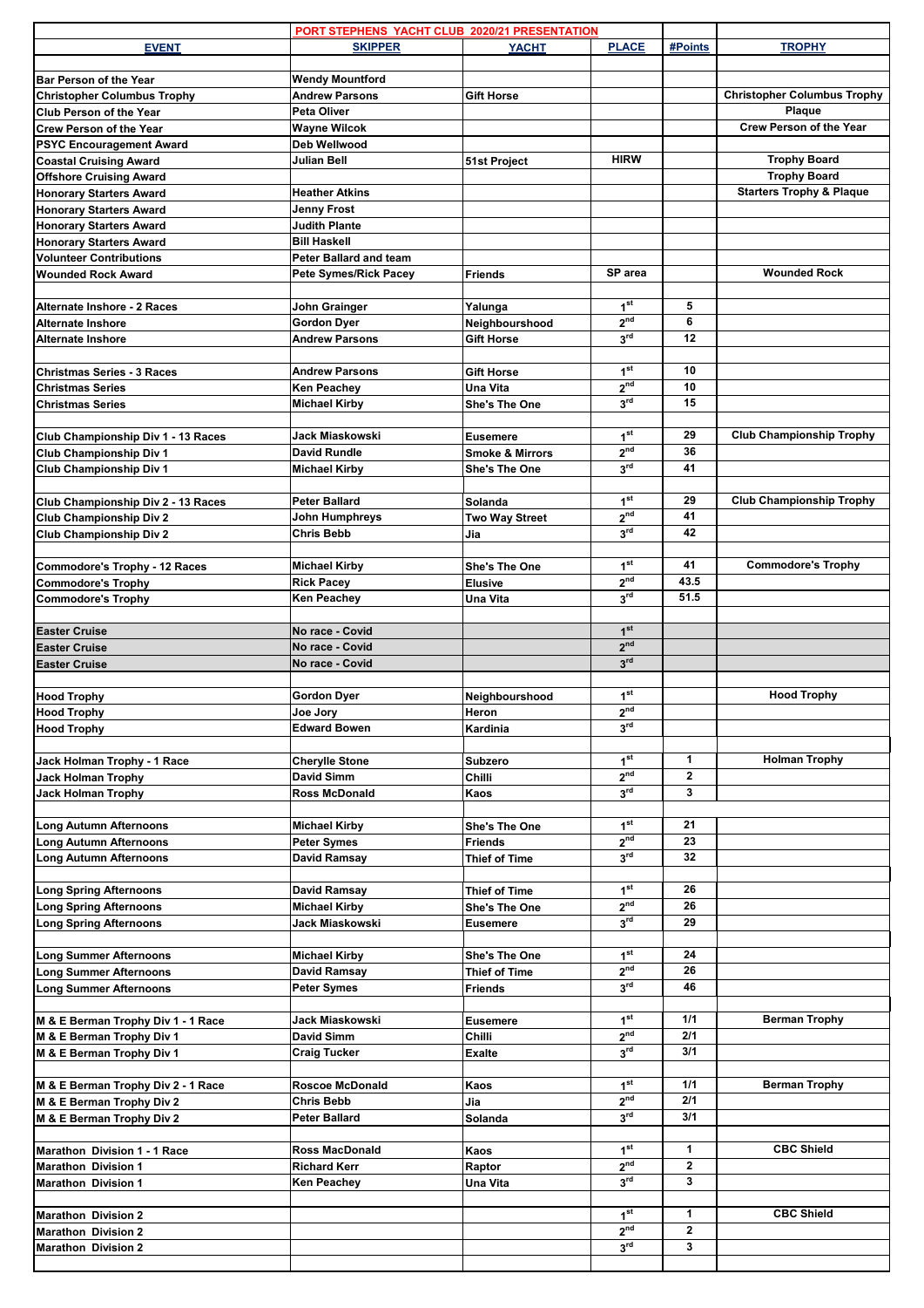# PORT STEPHENS YACHT CLUB 2020/21 PRESENTATION

| EVENT | SKIPPER | YACHT | PLACE | #Points | TROPHY |
|---|---|---|---|---|---|
| | | | | | |
| Bar Person of the Year | Wendy Mountford | | | | |
| Christopher Columbus Trophy | Andrew Parsons | Gift Horse | | | Christopher Columbus Trophy |
| Club Person of the Year | Peta Oliver | | | | Plaque |
| Crew Person of the Year | Wayne Wilcok | | | | Crew Person of the Year |
| PSYC Encouragement Award | Deb Wellwood | | | | |
| Coastal Cruising Award | Julian Bell | 51st Project | HIRW | | Trophy Board |
| Offshore Cruising Award | | | | | Trophy Board |
| Honorary Starters Award | Heather Atkins | | | | Starters Trophy & Plaque |
| Honorary Starters Award | Jenny Frost | | | | |
| Honorary Starters Award | Judith Plante | | | | |
| Honorary Starters Award | Bill Haskell | | | | |
| Volunteer Contributions | Peter Ballard and team | | | | |
| Wounded Rock Award | Pete Symes/Rick Pacey | Friends | SP area | | Wounded Rock |
| | | | | | |
| Alternate Inshore - 2 Races | John Grainger | Yalunga | 1st | 5 | |
| Alternate Inshore | Gordon Dyer | Neighbourshood | 2nd | 6 | |
| Alternate Inshore | Andrew Parsons | Gift Horse | 3rd | 12 | |
| | | | | | |
| Christmas Series - 3 Races | Andrew Parsons | Gift Horse | 1st | 10 | |
| Christmas Series | Ken Peachey | Una Vita | 2nd | 10 | |
| Christmas Series | Michael Kirby | She's The One | 3rd | 15 | |
| | | | | | |
| Club Championship Div 1 - 13 Races | Jack Miaskowski | Eusemere | 1st | 29 | Club Championship Trophy |
| Club Championship Div 1 | David Rundle | Smoke & Mirrors | 2nd | 36 | |
| Club Championship Div 1 | Michael Kirby | She's The One | 3rd | 41 | |
| | | | | | |
| Club Championship Div 2 - 13 Races | Peter Ballard | Solanda | 1st | 29 | Club Championship Trophy |
| Club Championship Div 2 | John Humphreys | Two Way Street | 2nd | 41 | |
| Club Championship Div 2 | Chris Bebb | Jia | 3rd | 42 | |
| | | | | | |
| Commodore's Trophy - 12 Races | Michael Kirby | She's The One | 1st | 41 | Commodore's Trophy |
| Commodore's Trophy | Rick Pacey | Elusive | 2nd | 43.5 | |
| Commodore's Trophy | Ken Peachey | Una Vita | 3rd | 51.5 | |
| | | | | | |
| Easter Cruise | No race - Covid | | 1st | | |
| Easter Cruise | No race - Covid | | 2nd | | |
| Easter Cruise | No race - Covid | | 3rd | | |
| | | | | | |
| Hood Trophy | Gordon Dyer | Neighbourshood | 1st | | Hood Trophy |
| Hood Trophy | Joe Jory | Heron | 2nd | | |
| Hood Trophy | Edward Bowen | Kardinia | 3rd | | |
| | | | | | |
| Jack Holman Trophy - 1 Race | Cherylle Stone | Subzero | 1st | 1 | Holman Trophy |
| Jack Holman Trophy | David Simm | Chilli | 2nd | 2 | |
| Jack Holman Trophy | Ross McDonald | Kaos | 3rd | 3 | |
| | | | | | |
| Long Autumn Afternoons | Michael Kirby | She's The One | 1st | 21 | |
| Long Autumn Afternoons | Peter Symes | Friends | 2nd | 23 | |
| Long Autumn Afternoons | David Ramsay | Thief of Time | 3rd | 32 | |
| | | | | | |
| Long Spring Afternoons | David Ramsay | Thief of Time | 1st | 26 | |
| Long Spring Afternoons | Michael Kirby | She's The One | 2nd | 26 | |
| Long Spring Afternoons | Jack Miaskowski | Eusemere | 3rd | 29 | |
| | | | | | |
| Long Summer Afternoons | Michael Kirby | She's The One | 1st | 24 | |
| Long Summer Afternoons | David Ramsay | Thief of Time | 2nd | 26 | |
| Long Summer Afternoons | Peter Symes | Friends | 3rd | 46 | |
| | | | | | |
| M & E Berman Trophy Div 1 - 1 Race | Jack Miaskowski | Eusemere | 1st | 1/1 | Berman Trophy |
| M & E Berman Trophy Div 1 | David Simm | Chilli | 2nd | 2/1 | |
| M & E Berman Trophy Div 1 | Craig Tucker | Exalte | 3rd | 3/1 | |
| | | | | | |
| M & E Berman Trophy Div 2 - 1 Race | Roscoe McDonald | Kaos | 1st | 1/1 | Berman Trophy |
| M & E Berman Trophy Div 2 | Chris Bebb | Jia | 2nd | 2/1 | |
| M & E Berman Trophy Div 2 | Peter Ballard | Solanda | 3rd | 3/1 | |
| | | | | | |
| Marathon Division 1 - 1 Race | Ross MacDonald | Kaos | 1st | 1 | CBC Shield |
| Marathon Division 1 | Richard Kerr | Raptor | 2nd | 2 | |
| Marathon Division 1 | Ken Peachey | Una Vita | 3rd | 3 | |
| | | | | | |
| Marathon Division 2 | | | 1st | 1 | CBC Shield |
| Marathon Division 2 | | | 2nd | 2 | |
| Marathon Division 2 | | | 3rd | 3 | |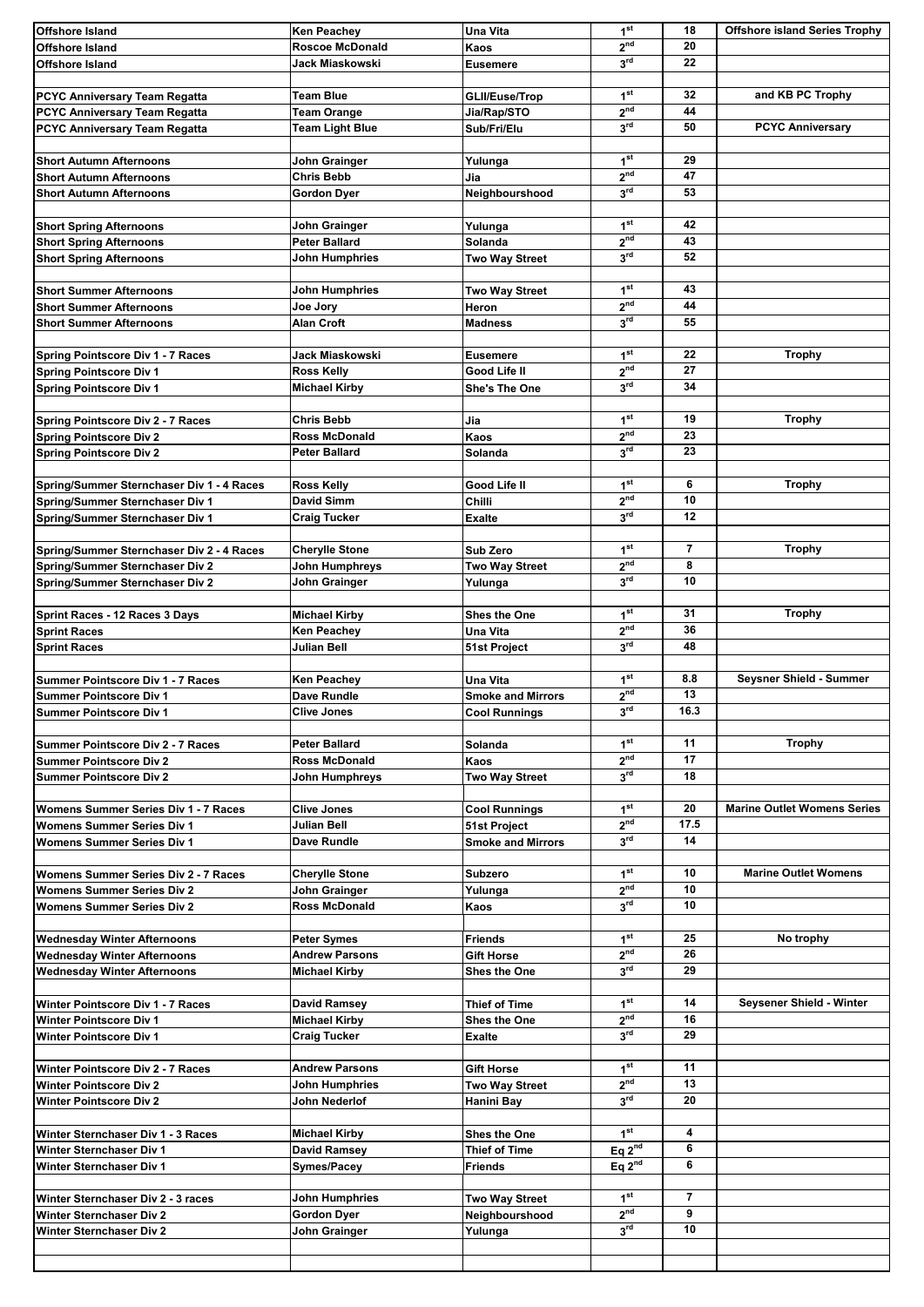| | | | | | |
|---|---|---|---|---|---|
| **Offshore Island** | **Ken Peachey** | **Una Vita** | **1st** | **18** | **Offshore island Series Trophy** |
| **Offshore Island** | **Roscoe McDonald** | **Kaos** | **2nd** | **20** | |
| **Offshore Island** | **Jack Miaskowski** | **Eusemere** | **3rd** | **22** | |
| | | | | | |
| **PCYC Anniversary Team Regatta** | **Team Blue** | **GLII/Euse/Trop** | **1st** | **32** | **and KB PC Trophy** |
| **PCYC Anniversary Team Regatta** | **Team Orange** | **Jia/Rap/STO** | **2nd** | **44** | |
| **PCYC Anniversary Team Regatta** | **Team Light Blue** | **Sub/Fri/Elu** | **3rd** | **50** | **PCYC Anniversary** |
| | | | | | |
| **Short Autumn Afternoons** | **John Grainger** | **Yulunga** | **1st** | **29** | |
| **Short Autumn Afternoons** | **Chris Bebb** | **Jia** | **2nd** | **47** | |
| **Short Autumn Afternoons** | **Gordon Dyer** | **Neighbourshood** | **3rd** | **53** | |
| | | | | | |
| **Short Spring Afternoons** | **John Grainger** | **Yulunga** | **1st** | **42** | |
| **Short Spring Afternoons** | **Peter Ballard** | **Solanda** | **2nd** | **43** | |
| **Short Spring Afternoons** | **John Humphries** | **Two Way Street** | **3rd** | **52** | |
| | | | | | |
| **Short Summer Afternoons** | **John Humphries** | **Two Way Street** | **1st** | **43** | |
| **Short Summer Afternoons** | **Joe Jory** | **Heron** | **2nd** | **44** | |
| **Short Summer Afternoons** | **Alan Croft** | **Madness** | **3rd** | **55** | |
| | | | | | |
| **Spring Pointscore Div 1 - 7 Races** | **Jack Miaskowski** | **Eusemere** | **1st** | **22** | **Trophy** |
| **Spring Pointscore Div 1** | **Ross Kelly** | **Good Life II** | **2nd** | **27** | |
| **Spring Pointscore Div 1** | **Michael Kirby** | **She's The One** | **3rd** | **34** | |
| | | | | | |
| **Spring Pointscore Div 2 - 7 Races** | **Chris Bebb** | **Jia** | **1st** | **19** | **Trophy** |
| **Spring Pointscore Div 2** | **Ross McDonald** | **Kaos** | **2nd** | **23** | |
| **Spring Pointscore Div 2** | **Peter Ballard** | **Solanda** | **3rd** | **23** | |
| | | | | | |
| **Spring/Summer Sternchaser Div 1 - 4 Races** | **Ross Kelly** | **Good Life II** | **1st** | **6** | **Trophy** |
| **Spring/Summer Sternchaser Div 1** | **David Simm** | **Chilli** | **2nd** | **10** | |
| **Spring/Summer Sternchaser Div 1** | **Craig Tucker** | **Exalte** | **3rd** | **12** | |
| | | | | | |
| **Spring/Summer Sternchaser Div 2 - 4 Races** | **Cherylle Stone** | **Sub Zero** | **1st** | **7** | **Trophy** |
| **Spring/Summer Sternchaser Div 2** | **John Humphreys** | **Two Way Street** | **2nd** | **8** | |
| **Spring/Summer Sternchaser Div 2** | **John Grainger** | **Yulunga** | **3rd** | **10** | |
| | | | | | |
| **Sprint Races - 12 Races 3 Days** | **Michael Kirby** | **Shes the One** | **1st** | **31** | **Trophy** |
| **Sprint Races** | **Ken Peachey** | **Una Vita** | **2nd** | **36** | |
| **Sprint Races** | **Julian Bell** | **51st Project** | **3rd** | **48** | |
| | | | | | |
| **Summer Pointscore Div 1 - 7 Races** | **Ken Peachey** | **Una Vita** | **1st** | **8.8** | **Seysner Shield - Summer** |
| **Summer Pointscore Div 1** | **Dave Rundle** | **Smoke and Mirrors** | **2nd** | **13** | |
| **Summer Pointscore Div 1** | **Clive Jones** | **Cool Runnings** | **3rd** | **16.3** | |
| | | | | | |
| **Summer Pointscore Div 2 - 7 Races** | **Peter Ballard** | **Solanda** | **1st** | **11** | **Trophy** |
| **Summer Pointscore Div 2** | **Ross McDonald** | **Kaos** | **2nd** | **17** | |
| **Summer Pointscore Div 2** | **John Humphreys** | **Two Way Street** | **3rd** | **18** | |
| | | | | | |
| **Womens Summer Series Div 1 - 7 Races** | **Clive Jones** | **Cool Runnings** | **1st** | **20** | **Marine Outlet Womens Series** |
| **Womens Summer Series Div 1** | **Julian Bell** | **51st Project** | **2nd** | **17.5** | |
| **Womens Summer Series Div 1** | **Dave Rundle** | **Smoke and Mirrors** | **3rd** | **14** | |
| | | | | | |
| **Womens Summer Series Div 2 - 7 Races** | **Cherylle Stone** | **Subzero** | **1st** | **10** | **Marine Outlet Womens** |
| **Womens Summer Series Div 2** | **John Grainger** | **Yulunga** | **2nd** | **10** | |
| **Womens Summer Series Div 2** | **Ross McDonald** | **Kaos** | **3rd** | **10** | |
| | | | | | |
| **Wednesday Winter Afternoons** | **Peter Symes** | **Friends** | **1st** | **25** | **No trophy** |
| **Wednesday Winter Afternoons** | **Andrew Parsons** | **Gift Horse** | **2nd** | **26** | |
| **Wednesday Winter Afternoons** | **Michael Kirby** | **Shes the One** | **3rd** | **29** | |
| | | | | | |
| **Winter Pointscore Div 1 - 7 Races** | **David Ramsey** | **Thief of Time** | **1st** | **14** | **Seysener Shield - Winter** |
| **Winter Pointscore Div 1** | **Michael Kirby** | **Shes the One** | **2nd** | **16** | |
| **Winter Pointscore Div 1** | **Craig Tucker** | **Exalte** | **3rd** | **29** | |
| | | | | | |
| **Winter Pointscore Div 2 - 7 Races** | **Andrew Parsons** | **Gift Horse** | **1st** | **11** | |
| **Winter Pointscore Div 2** | **John Humphries** | **Two Way Street** | **2nd** | **13** | |
| **Winter Pointscore Div 2** | **John Nederlof** | **Hanini Bay** | **3rd** | **20** | |
| | | | | | |
| **Winter Sternchaser Div 1 - 3 Races** | **Michael Kirby** | **Shes the One** | **1st** | **4** | |
| **Winter Sternchaser Div 1** | **David Ramsey** | **Thief of Time** | **Eq 2nd** | **6** | |
| **Winter Sternchaser Div 1** | **Symes/Pacey** | **Friends** | **Eq 2nd** | **6** | |
| | | | | | |
| **Winter Sternchaser Div 2 - 3 races** | **John Humphries** | **Two Way Street** | **1st** | **7** | |
| **Winter Sternchaser Div 2** | **Gordon Dyer** | **Neighbourshood** | **2nd** | **9** | |
| **Winter Sternchaser Div 2** | **John Grainger** | **Yulunga** | **3rd** | **10** | |